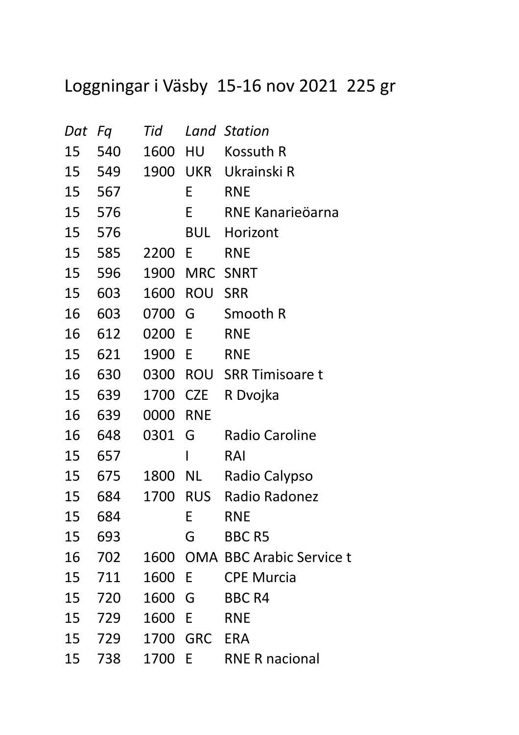# Loggningar i Väsby 15-16 nov 2021 225 gr

| *Dat* | *Fq* | *Tid* | *Land* | *Station* |
|---|---|---|---|---|
| 15 | 540 | 1600 | HU | Kossuth R |
| 15 | 549 | 1900 | UKR | Ukrainski R |
| 15 | 567 | | E | RNE |
| 15 | 576 | | E | RNE Kanarieöarna |
| 15 | 576 | | BUL | Horizont |
| 15 | 585 | 2200 | E | RNE |
| 15 | 596 | 1900 | MRC | SNRT |
| 15 | 603 | 1600 | ROU | SRR |
| 16 | 603 | 0700 | G | Smooth R |
| 16 | 612 | 0200 | E | RNE |
| 15 | 621 | 1900 | E | RNE |
| 16 | 630 | 0300 | ROU | SRR Timisoare t |
| 15 | 639 | 1700 | CZE | R Dvojka |
| 16 | 639 | 0000 | RNE | |
| 16 | 648 | 0301 | G | Radio Caroline |
| 15 | 657 | | I | RAI |
| 15 | 675 | 1800 | NL | Radio Calypso |
| 15 | 684 | 1700 | RUS | Radio Radonez |
| 15 | 684 | | E | RNE |
| 15 | 693 | | G | BBC R5 |
| 16 | 702 | 1600 | OMA | BBC Arabic Service t |
| 15 | 711 | 1600 | E | CPE Murcia |
| 15 | 720 | 1600 | G | BBC R4 |
| 15 | 729 | 1600 | E | RNE |
| 15 | 729 | 1700 | GRC | ERA |
| 15 | 738 | 1700 | E | RNE R nacional |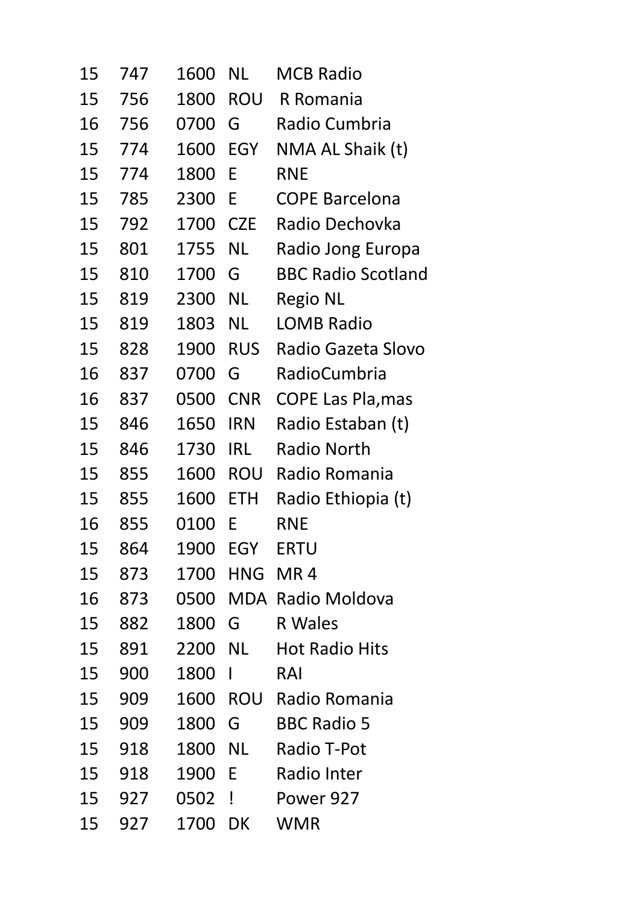| | | | | |
|---|---|---|---|---|
| 15 | 747 | 1600 | NL | MCB Radio |
| 15 | 756 | 1800 | ROU | R Romania |
| 16 | 756 | 0700 | G | Radio Cumbria |
| 15 | 774 | 1600 | EGY | NMA AL Shaik (t) |
| 15 | 774 | 1800 | E | RNE |
| 15 | 785 | 2300 | E | COPE Barcelona |
| 15 | 792 | 1700 | CZE | Radio Dechovka |
| 15 | 801 | 1755 | NL | Radio Jong Europa |
| 15 | 810 | 1700 | G | BBC Radio Scotland |
| 15 | 819 | 2300 | NL | Regio NL |
| 15 | 819 | 1803 | NL | LOMB Radio |
| 15 | 828 | 1900 | RUS | Radio Gazeta Slovo |
| 16 | 837 | 0700 | G | RadioCumbria |
| 16 | 837 | 0500 | CNR | COPE Las Pla,mas |
| 15 | 846 | 1650 | IRN | Radio Estaban (t) |
| 15 | 846 | 1730 | IRL | Radio North |
| 15 | 855 | 1600 | ROU | Radio Romania |
| 15 | 855 | 1600 | ETH | Radio Ethiopia (t) |
| 16 | 855 | 0100 | E | RNE |
| 15 | 864 | 1900 | EGY | ERTU |
| 15 | 873 | 1700 | HNG | MR 4 |
| 16 | 873 | 0500 | MDA | Radio Moldova |
| 15 | 882 | 1800 | G | R Wales |
| 15 | 891 | 2200 | NL | Hot Radio Hits |
| 15 | 900 | 1800 | I | RAI |
| 15 | 909 | 1600 | ROU | Radio Romania |
| 15 | 909 | 1800 | G | BBC Radio 5 |
| 15 | 918 | 1800 | NL | Radio T-Pot |
| 15 | 918 | 1900 | E | Radio Inter |
| 15 | 927 | 0502 | ! | Power 927 |
| 15 | 927 | 1700 | DK | WMR |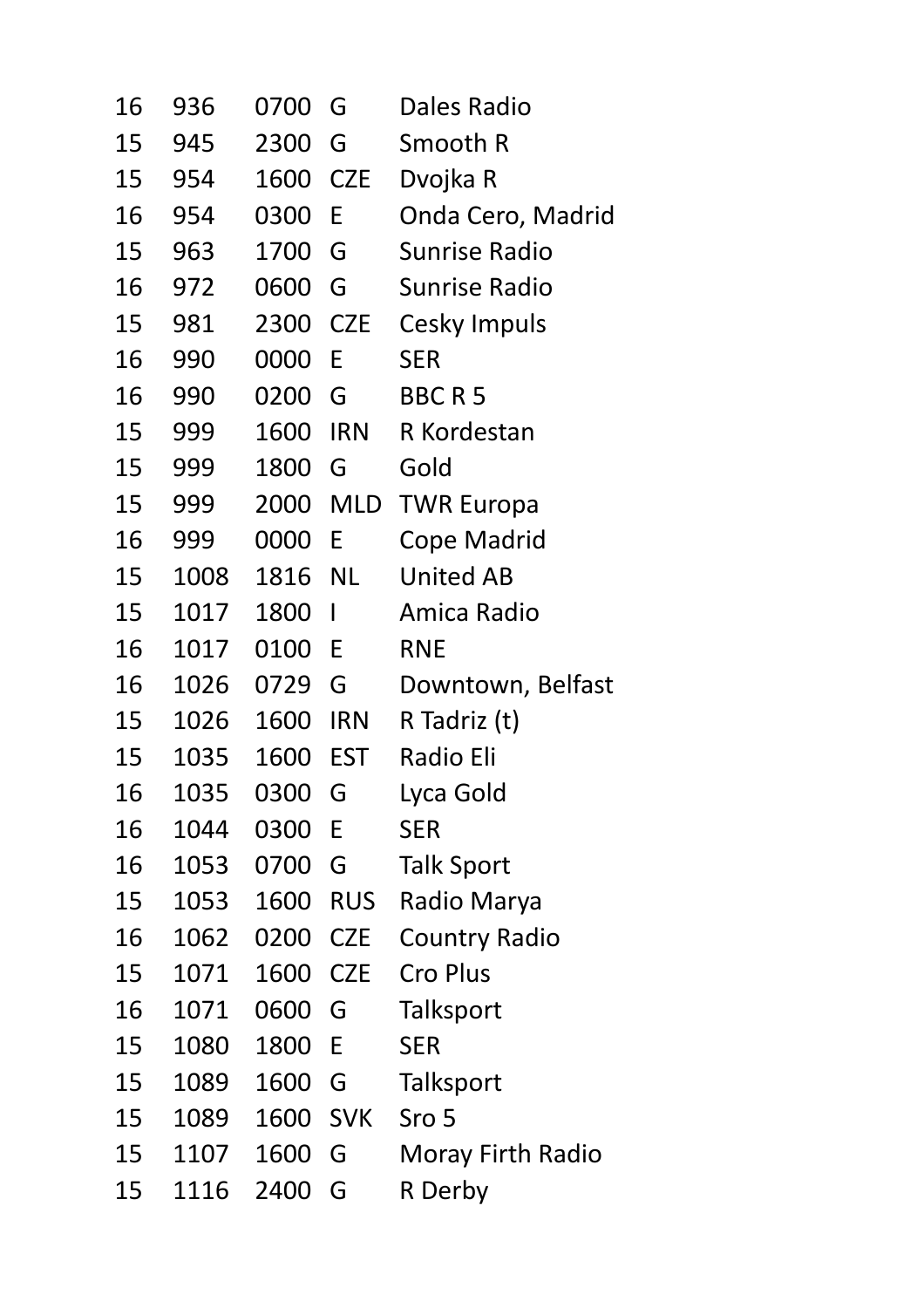| | | | | |
|---|---|---|---|---|
| 16 | 936 | 0700 | G | Dales Radio |
| 15 | 945 | 2300 | G | Smooth R |
| 15 | 954 | 1600 | CZE | Dvojka R |
| 16 | 954 | 0300 | E | Onda Cero, Madrid |
| 15 | 963 | 1700 | G | Sunrise Radio |
| 16 | 972 | 0600 | G | Sunrise Radio |
| 15 | 981 | 2300 | CZE | Cesky Impuls |
| 16 | 990 | 0000 | E | SER |
| 16 | 990 | 0200 | G | BBC R 5 |
| 15 | 999 | 1600 | IRN | R Kordestan |
| 15 | 999 | 1800 | G | Gold |
| 15 | 999 | 2000 | MLD | TWR Europa |
| 16 | 999 | 0000 | E | Cope Madrid |
| 15 | 1008 | 1816 | NL | United AB |
| 15 | 1017 | 1800 | I | Amica Radio |
| 16 | 1017 | 0100 | E | RNE |
| 16 | 1026 | 0729 | G | Downtown, Belfast |
| 15 | 1026 | 1600 | IRN | R Tadriz (t) |
| 15 | 1035 | 1600 | EST | Radio Eli |
| 16 | 1035 | 0300 | G | Lyca Gold |
| 16 | 1044 | 0300 | E | SER |
| 16 | 1053 | 0700 | G | Talk Sport |
| 15 | 1053 | 1600 | RUS | Radio Marya |
| 16 | 1062 | 0200 | CZE | Country Radio |
| 15 | 1071 | 1600 | CZE | Cro Plus |
| 16 | 1071 | 0600 | G | Talksport |
| 15 | 1080 | 1800 | E | SER |
| 15 | 1089 | 1600 | G | Talksport |
| 15 | 1089 | 1600 | SVK | Sro 5 |
| 15 | 1107 | 1600 | G | Moray Firth Radio |
| 15 | 1116 | 2400 | G | R Derby |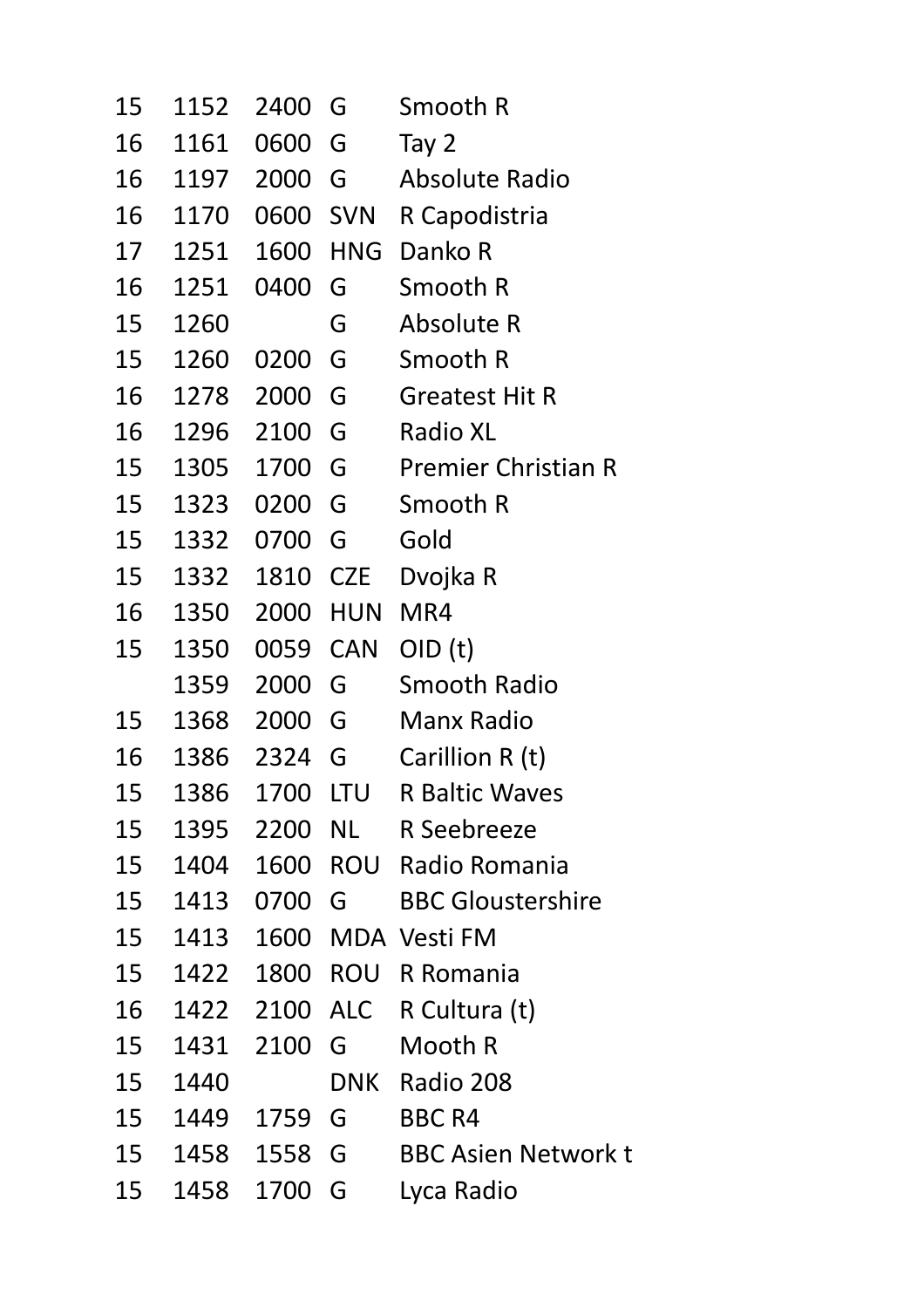| | | | | |
|---|---|---|---|---|
| 15 | 1152 | 2400 | G | Smooth R |
| 16 | 1161 | 0600 | G | Tay 2 |
| 16 | 1197 | 2000 | G | Absolute Radio |
| 16 | 1170 | 0600 | SVN | R Capodistria |
| 17 | 1251 | 1600 | HNG | Danko R |
| 16 | 1251 | 0400 | G | Smooth R |
| 15 | 1260 | | G | Absolute R |
| 15 | 1260 | 0200 | G | Smooth R |
| 16 | 1278 | 2000 | G | Greatest Hit R |
| 16 | 1296 | 2100 | G | Radio XL |
| 15 | 1305 | 1700 | G | Premier Christian R |
| 15 | 1323 | 0200 | G | Smooth R |
| 15 | 1332 | 0700 | G | Gold |
| 15 | 1332 | 1810 | CZE | Dvojka R |
| 16 | 1350 | 2000 | HUN | MR4 |
| 15 | 1350 | 0059 | CAN | OID (t) |
| | 1359 | 2000 | G | Smooth Radio |
| 15 | 1368 | 2000 | G | Manx Radio |
| 16 | 1386 | 2324 | G | Carillion R (t) |
| 15 | 1386 | 1700 | LTU | R Baltic Waves |
| 15 | 1395 | 2200 | NL | R Seebreeze |
| 15 | 1404 | 1600 | ROU | Radio Romania |
| 15 | 1413 | 0700 | G | BBC Gloustershire |
| 15 | 1413 | 1600 | MDA | Vesti FM |
| 15 | 1422 | 1800 | ROU | R Romania |
| 16 | 1422 | 2100 | ALC | R Cultura (t) |
| 15 | 1431 | 2100 | G | Mooth R |
| 15 | 1440 | | DNK | Radio 208 |
| 15 | 1449 | 1759 | G | BBC R4 |
| 15 | 1458 | 1558 | G | BBC Asien Network t |
| 15 | 1458 | 1700 | G | Lyca Radio |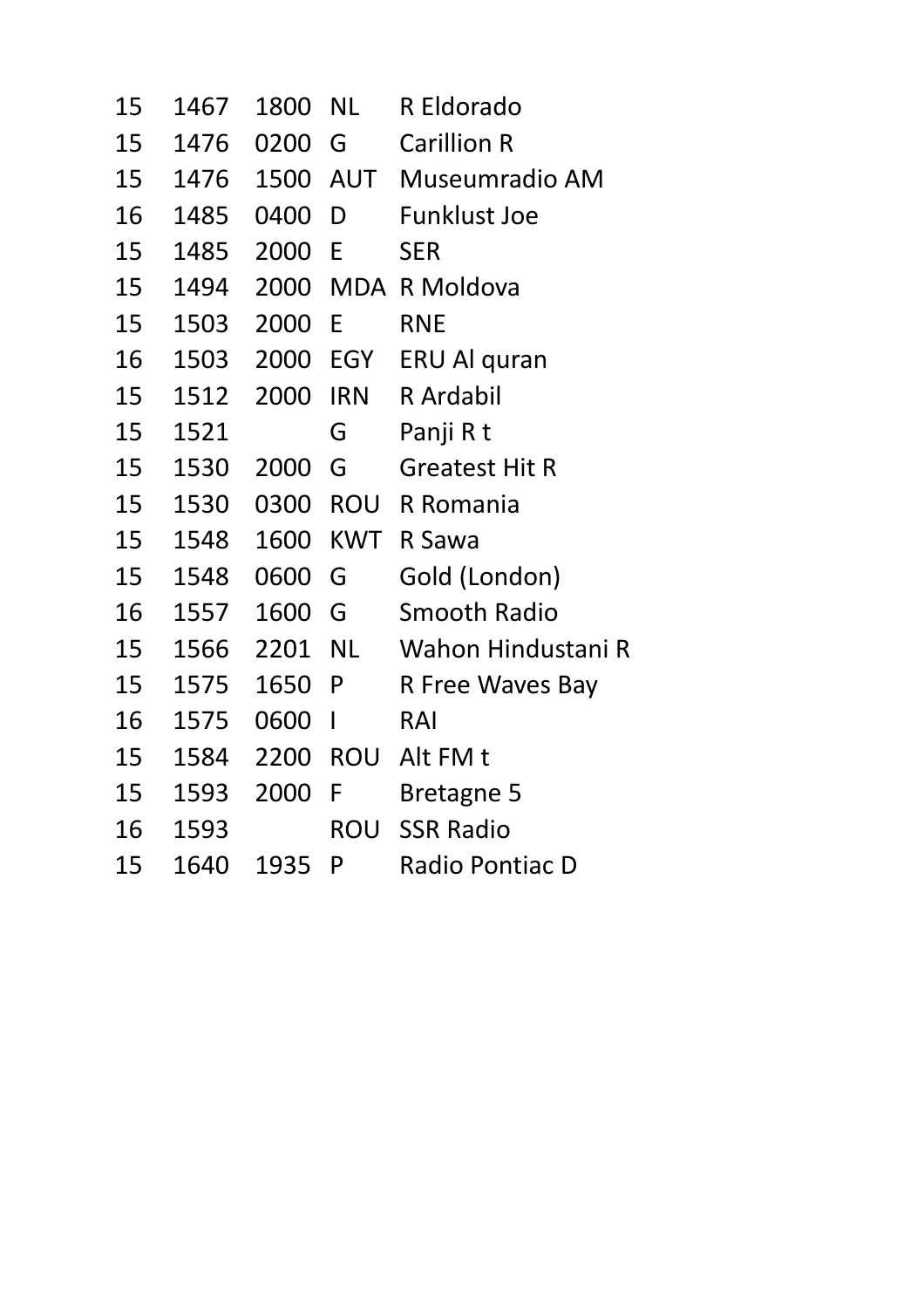| | | | | |
|---|---|---|---|---|
| 15 | 1467 | 1800 | NL | R Eldorado |
| 15 | 1476 | 0200 | G | Carillion R |
| 15 | 1476 | 1500 | AUT | Museumradio AM |
| 16 | 1485 | 0400 | D | Funklust Joe |
| 15 | 1485 | 2000 | E | SER |
| 15 | 1494 | 2000 | MDA | R Moldova |
| 15 | 1503 | 2000 | E | RNE |
| 16 | 1503 | 2000 | EGY | ERU Al quran |
| 15 | 1512 | 2000 | IRN | R Ardabil |
| 15 | 1521 | | G | Panji R t |
| 15 | 1530 | 2000 | G | Greatest Hit R |
| 15 | 1530 | 0300 | ROU | R Romania |
| 15 | 1548 | 1600 | KWT | R Sawa |
| 15 | 1548 | 0600 | G | Gold (London) |
| 16 | 1557 | 1600 | G | Smooth Radio |
| 15 | 1566 | 2201 | NL | Wahon Hindustani R |
| 15 | 1575 | 1650 | P | R Free Waves Bay |
| 16 | 1575 | 0600 | I | RAI |
| 15 | 1584 | 2200 | ROU | Alt FM t |
| 15 | 1593 | 2000 | F | Bretagne 5 |
| 16 | 1593 | | ROU | SSR Radio |
| 15 | 1640 | 1935 | P | Radio Pontiac D |